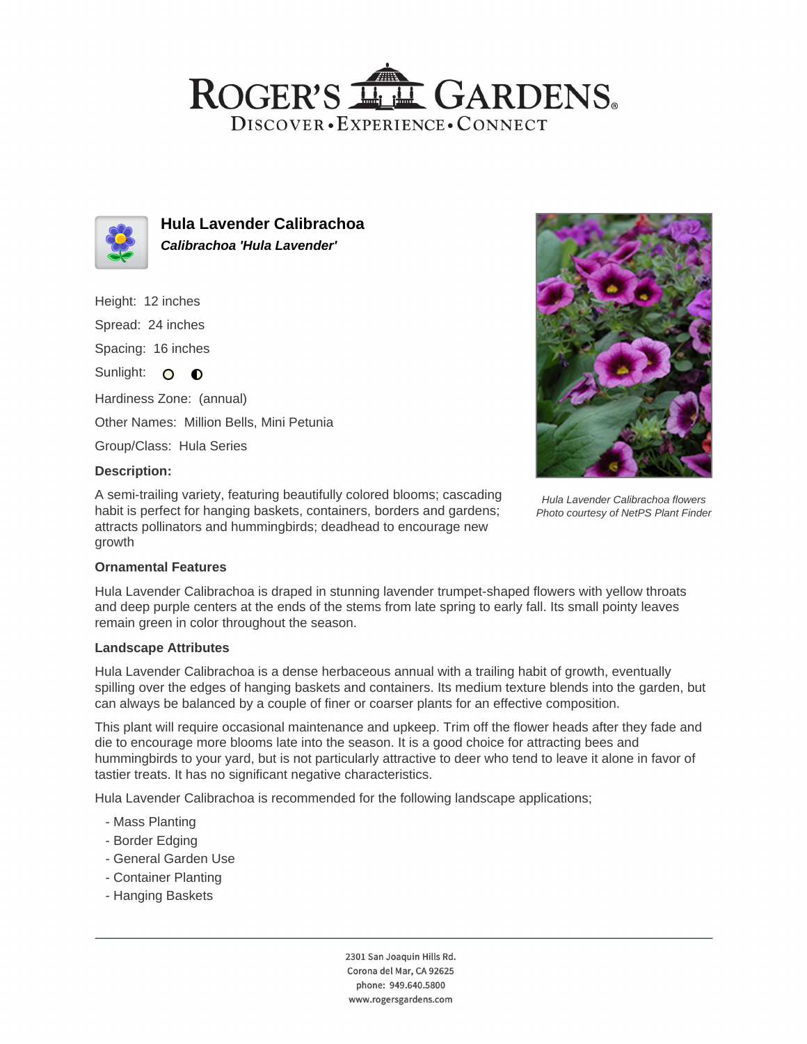# Hula Lavender Calibrachoa

***Calibrachoa 'Hula Lavender'***

Height: 12 inches

Spread: 24 inches

Spacing: 16 inches

Sunlight:

Hardiness Zone: (annual)

Other Names: Million Bells, Mini Petunia

Group/Class: Hula Series

**Description:**

A semi-trailing variety, featuring beautifully colored blooms; cascading habit is perfect for hanging baskets, containers, borders and gardens; attracts pollinators and hummingbirds; deadhead to encourage new growth

*Hula Lavender Calibrachoa flowers*
*Photo courtesy of NetPS Plant Finder*

### Ornamental Features

Hula Lavender Calibrachoa is draped in stunning lavender trumpet-shaped flowers with yellow throats and deep purple centers at the ends of the stems from late spring to early fall. Its small pointy leaves remain green in color throughout the season.

### Landscape Attributes

Hula Lavender Calibrachoa is a dense herbaceous annual with a trailing habit of growth, eventually spilling over the edges of hanging baskets and containers. Its medium texture blends into the garden, but can always be balanced by a couple of finer or coarser plants for an effective composition.

This plant will require occasional maintenance and upkeep. Trim off the flower heads after they fade and die to encourage more blooms late into the season. It is a good choice for attracting bees and hummingbirds to your yard, but is not particularly attractive to deer who tend to leave it alone in favor of tastier treats. It has no significant negative characteristics.

Hula Lavender Calibrachoa is recommended for the following landscape applications;

- Mass Planting
- Border Edging
- General Garden Use
- Container Planting
- Hanging Baskets

2301 San Joaquin Hills Rd.
Corona del Mar, CA 92625
phone: 949.640.5800
www.rogersgardens.com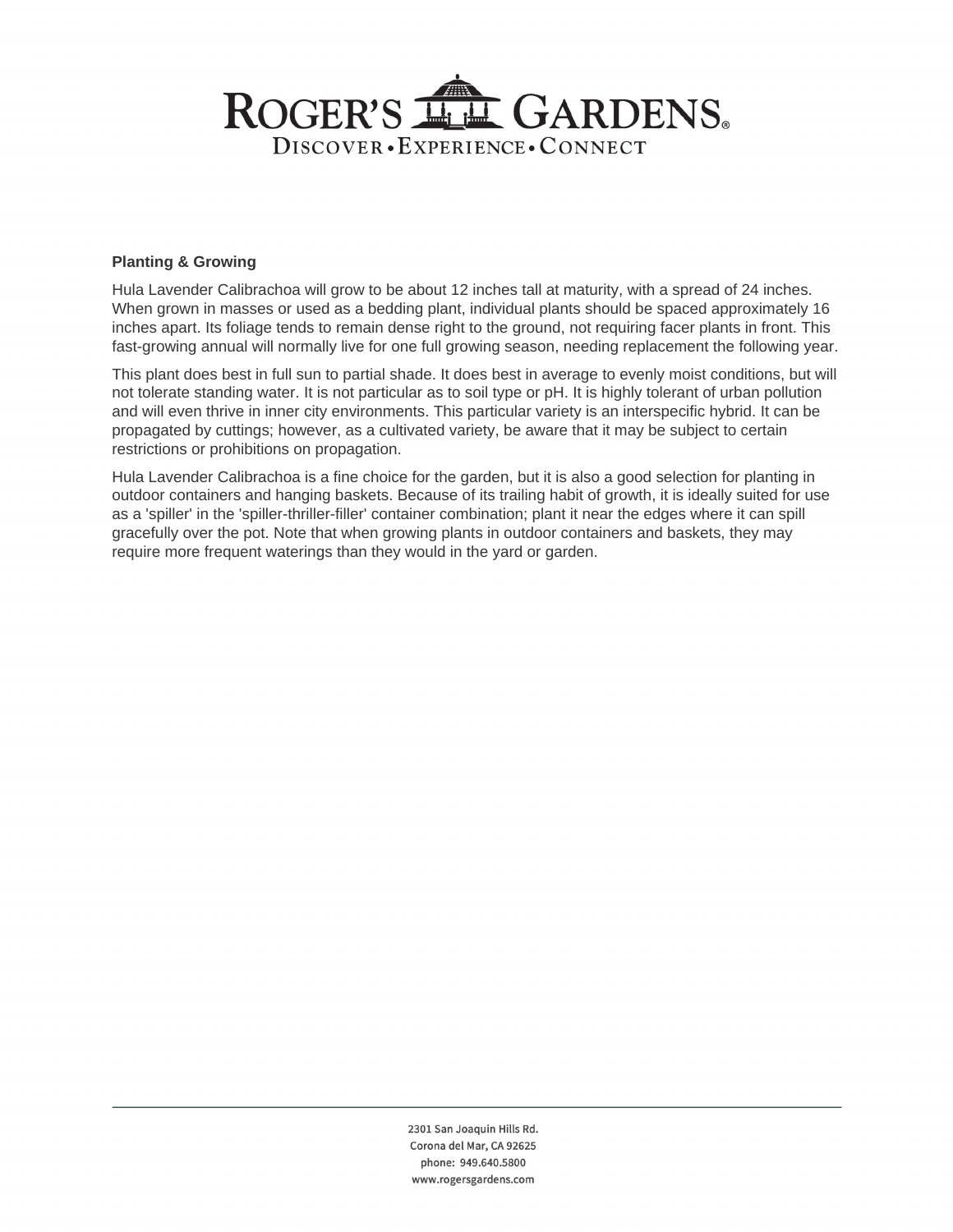## Planting & Growing

Hula Lavender Calibrachoa will grow to be about 12 inches tall at maturity, with a spread of 24 inches. When grown in masses or used as a bedding plant, individual plants should be spaced approximately 16 inches apart. Its foliage tends to remain dense right to the ground, not requiring facer plants in front. This fast-growing annual will normally live for one full growing season, needing replacement the following year.

This plant does best in full sun to partial shade. It does best in average to evenly moist conditions, but will not tolerate standing water. It is not particular as to soil type or pH. It is highly tolerant of urban pollution and will even thrive in inner city environments. This particular variety is an interspecific hybrid. It can be propagated by cuttings; however, as a cultivated variety, be aware that it may be subject to certain restrictions or prohibitions on propagation.

Hula Lavender Calibrachoa is a fine choice for the garden, but it is also a good selection for planting in outdoor containers and hanging baskets. Because of its trailing habit of growth, it is ideally suited for use as a 'spiller' in the 'spiller-thriller-filler' container combination; plant it near the edges where it can spill gracefully over the pot. Note that when growing plants in outdoor containers and baskets, they may require more frequent waterings than they would in the yard or garden.